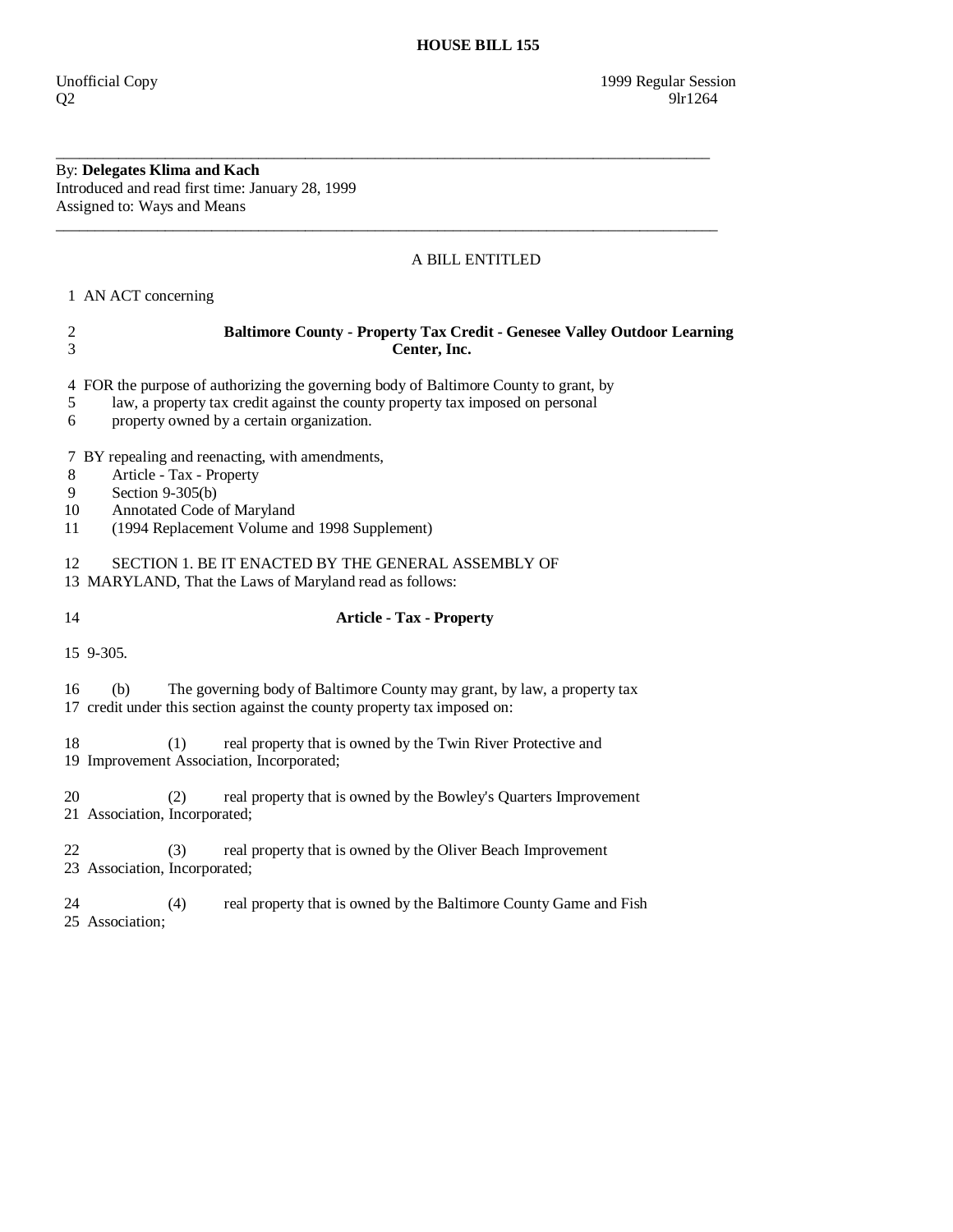# HOUSE BILL 155

Unofficial Copy 1999 Regular Session
Q2 9lr1264

---

By: **Delegates Klima and Kach**
Introduced and read first time: January 28, 1999
Assigned to: Ways and Means

---

A BILL ENTITLED

1 AN ACT concerning

2 **Baltimore County - Property Tax Credit - Genesee Valley Outdoor Learning**
3 **Center, Inc.**

4 FOR the purpose of authorizing the governing body of Baltimore County to grant, by
5 law, a property tax credit against the county property tax imposed on personal
6 property owned by a certain organization.

7 BY repealing and reenacting, with amendments,
8 Article - Tax - Property
9 Section 9-305(b)
10 Annotated Code of Maryland
11 (1994 Replacement Volume and 1998 Supplement)

12 SECTION 1. BE IT ENACTED BY THE GENERAL ASSEMBLY OF
13 MARYLAND, That the Laws of Maryland read as follows:

14 **Article - Tax - Property**

15 9-305.

16 (b) The governing body of Baltimore County may grant, by law, a property tax
17 credit under this section against the county property tax imposed on:

18 (1) real property that is owned by the Twin River Protective and
19 Improvement Association, Incorporated;

20 (2) real property that is owned by the Bowley's Quarters Improvement
21 Association, Incorporated;

22 (3) real property that is owned by the Oliver Beach Improvement
23 Association, Incorporated;

24 (4) real property that is owned by the Baltimore County Game and Fish
25 Association;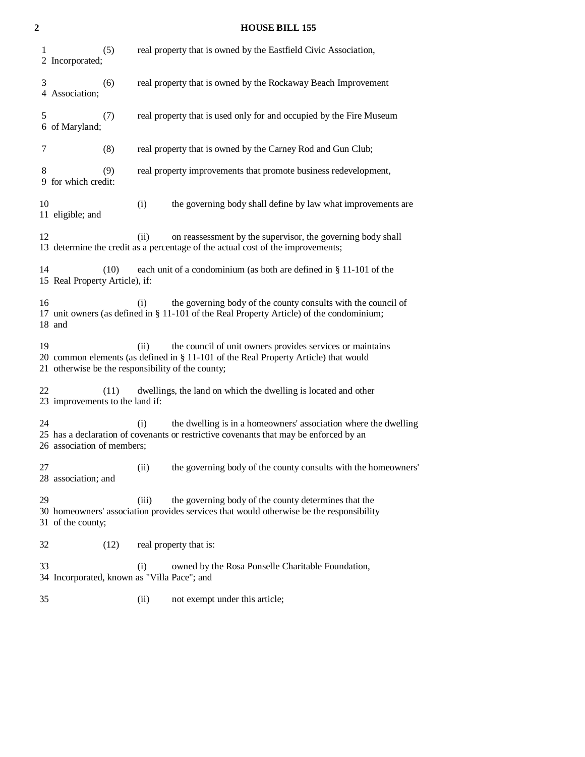(5) real property that is owned by the Eastfield Civic Association, Incorporated;

(6) real property that is owned by the Rockaway Beach Improvement Association;

(7) real property that is used only for and occupied by the Fire Museum of Maryland;

(8) real property that is owned by the Carney Rod and Gun Club;

(9) real property improvements that promote business redevelopment, for which credit:

(i) the governing body shall define by law what improvements are eligible; and

(ii) on reassessment by the supervisor, the governing body shall determine the credit as a percentage of the actual cost of the improvements;

(10) each unit of a condominium (as both are defined in § 11-101 of the Real Property Article), if:

(i) the governing body of the county consults with the council of unit owners (as defined in § 11-101 of the Real Property Article) of the condominium; and

(ii) the council of unit owners provides services or maintains common elements (as defined in § 11-101 of the Real Property Article) that would otherwise be the responsibility of the county;

(11) dwellings, the land on which the dwelling is located and other improvements to the land if:

(i) the dwelling is in a homeowners' association where the dwelling has a declaration of covenants or restrictive covenants that may be enforced by an association of members;

(ii) the governing body of the county consults with the homeowners' association; and

(iii) the governing body of the county determines that the homeowners' association provides services that would otherwise be the responsibility of the county;

(12) real property that is:

(i) owned by the Rosa Ponselle Charitable Foundation, Incorporated, known as "Villa Pace"; and

(ii) not exempt under this article;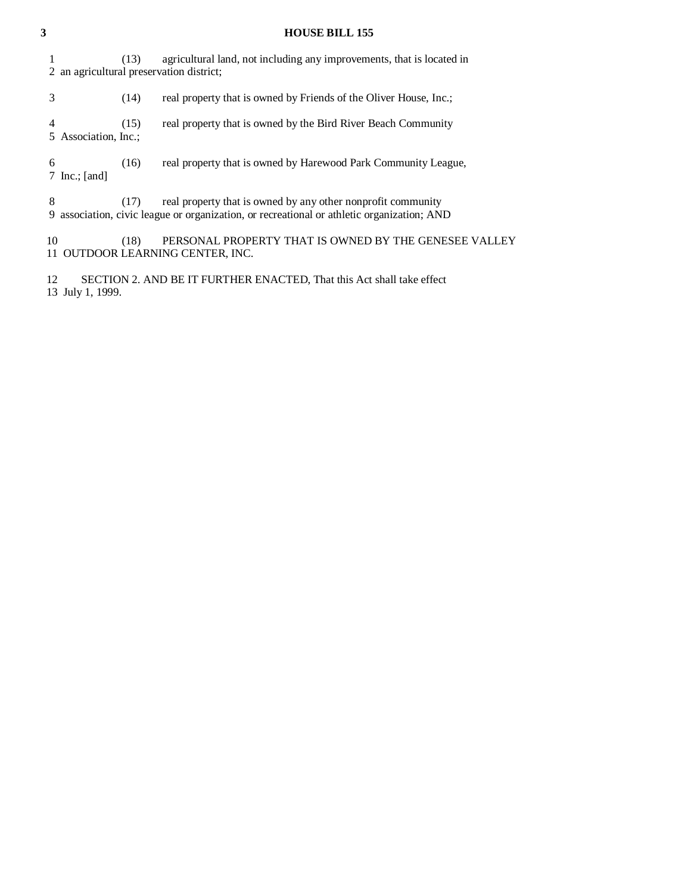(13) agricultural land, not including any improvements, that is located in an agricultural preservation district;

(14) real property that is owned by Friends of the Oliver House, Inc.;

(15) real property that is owned by the Bird River Beach Community Association, Inc.;

(16) real property that is owned by Harewood Park Community League, Inc.; [and]

(17) real property that is owned by any other nonprofit community association, civic league or organization, or recreational or athletic organization; AND

(18) PERSONAL PROPERTY THAT IS OWNED BY THE GENESEE VALLEY OUTDOOR LEARNING CENTER, INC.

SECTION 2. AND BE IT FURTHER ENACTED, That this Act shall take effect July 1, 1999.